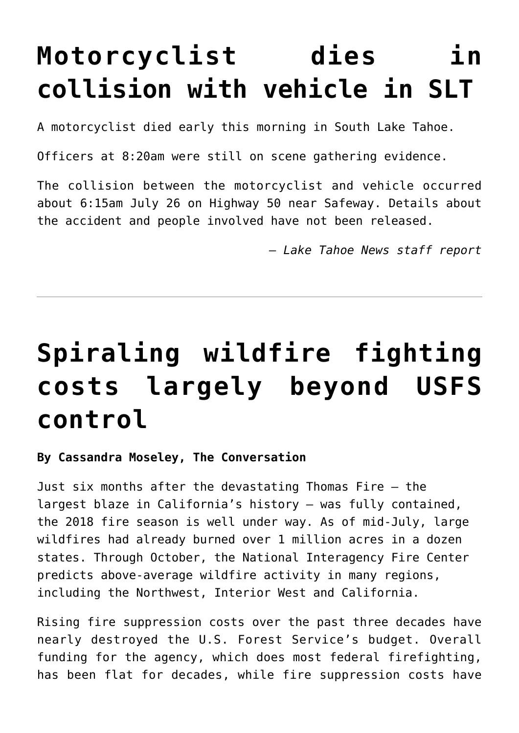# Motorcyclist dies in collision with vehicle in SLT

A motorcyclist died early this morning in South Lake Tahoe.

Officers at 8:20am were still on scene gathering evidence.

The collision between the motorcyclist and vehicle occurred about 6:15am July 26 on Highway 50 near Safeway. Details about the accident and people involved have not been released.

*— Lake Tahoe News staff report*

---

# Spiraling wildfire fighting costs largely beyond USFS control

**By Cassandra Moseley, The Conversation**

Just six months after the devastating Thomas Fire — the largest blaze in California's history — was fully contained, the 2018 fire season is well under way. As of mid-July, large wildfires had already burned over 1 million acres in a dozen states. Through October, the National Interagency Fire Center predicts above-average wildfire activity in many regions, including the Northwest, Interior West and California.

Rising fire suppression costs over the past three decades have nearly destroyed the U.S. Forest Service's budget. Overall funding for the agency, which does most federal firefighting, has been flat for decades, while fire suppression costs have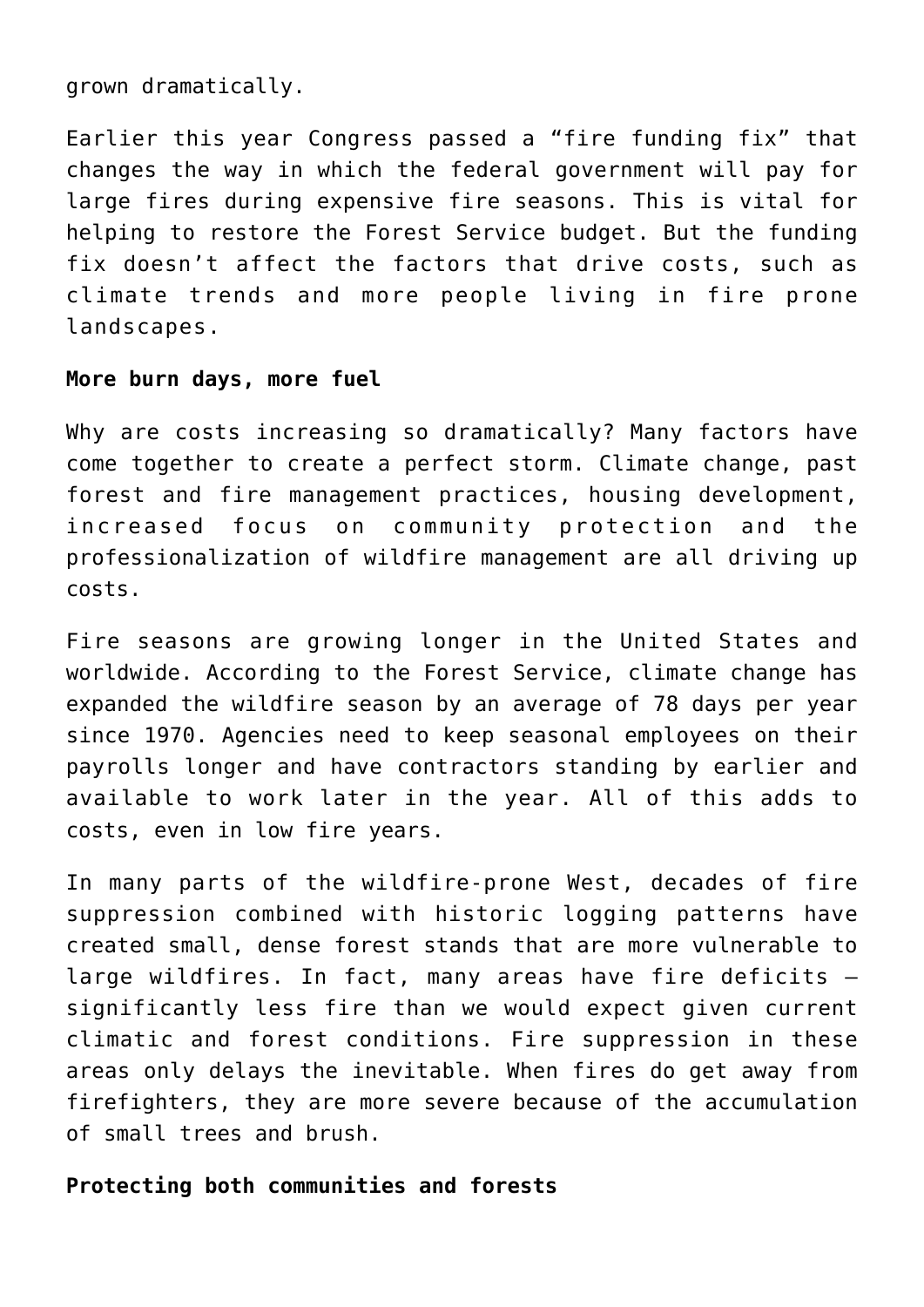grown dramatically.

Earlier this year Congress passed a “fire funding fix” that changes the way in which the federal government will pay for large fires during expensive fire seasons. This is vital for helping to restore the Forest Service budget. But the funding fix doesn’t affect the factors that drive costs, such as climate trends and more people living in fire prone landscapes.

**More burn days, more fuel**

Why are costs increasing so dramatically? Many factors have come together to create a perfect storm. Climate change, past forest and fire management practices, housing development, increased focus on community protection and the professionalization of wildfire management are all driving up costs.

Fire seasons are growing longer in the United States and worldwide. According to the Forest Service, climate change has expanded the wildfire season by an average of 78 days per year since 1970. Agencies need to keep seasonal employees on their payrolls longer and have contractors standing by earlier and available to work later in the year. All of this adds to costs, even in low fire years.

In many parts of the wildfire-prone West, decades of fire suppression combined with historic logging patterns have created small, dense forest stands that are more vulnerable to large wildfires. In fact, many areas have fire deficits – significantly less fire than we would expect given current climatic and forest conditions. Fire suppression in these areas only delays the inevitable. When fires do get away from firefighters, they are more severe because of the accumulation of small trees and brush.

**Protecting both communities and forests**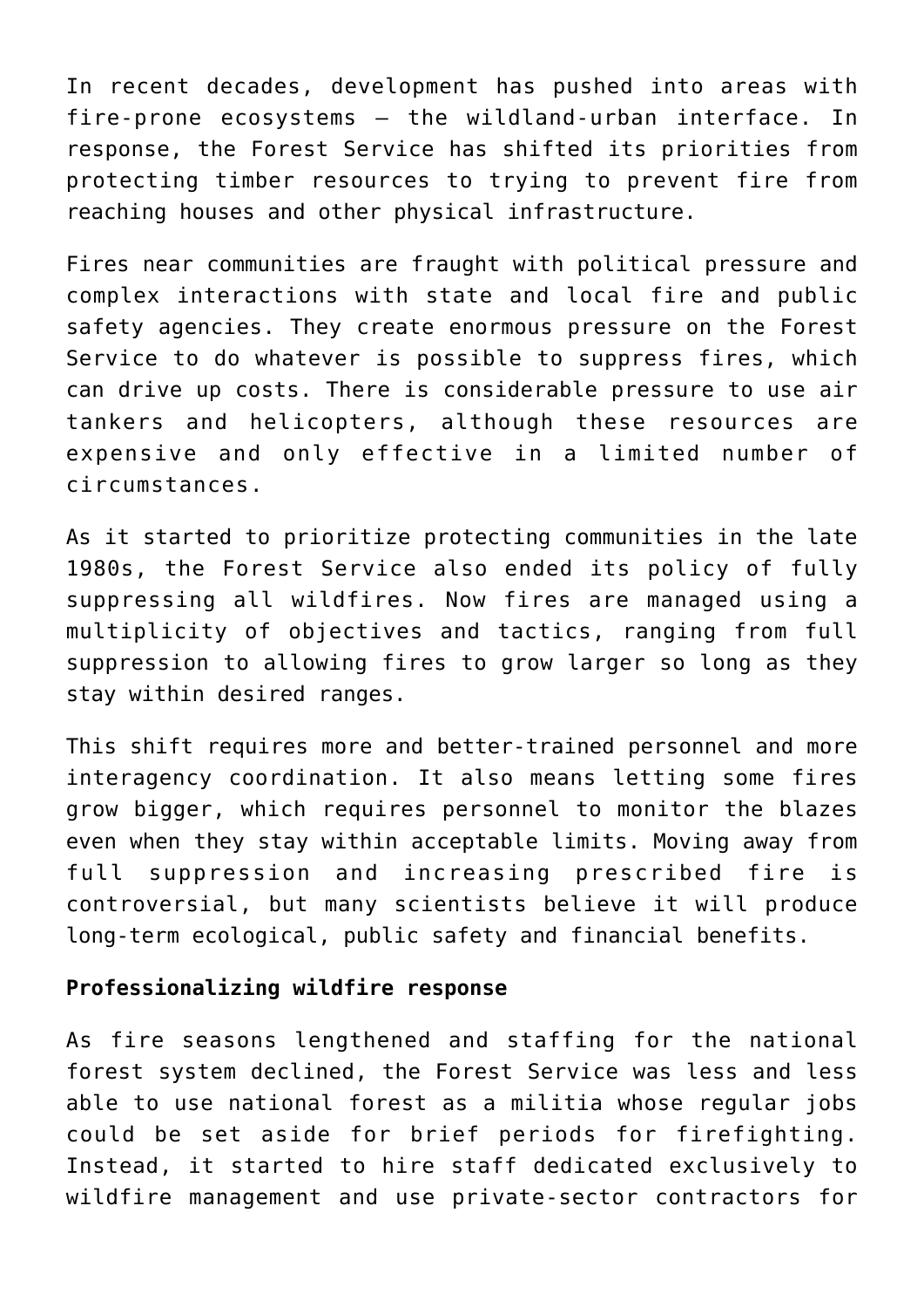In recent decades, development has pushed into areas with fire-prone ecosystems – the wildland-urban interface. In response, the Forest Service has shifted its priorities from protecting timber resources to trying to prevent fire from reaching houses and other physical infrastructure.

Fires near communities are fraught with political pressure and complex interactions with state and local fire and public safety agencies. They create enormous pressure on the Forest Service to do whatever is possible to suppress fires, which can drive up costs. There is considerable pressure to use air tankers and helicopters, although these resources are expensive and only effective in a limited number of circumstances.

As it started to prioritize protecting communities in the late 1980s, the Forest Service also ended its policy of fully suppressing all wildfires. Now fires are managed using a multiplicity of objectives and tactics, ranging from full suppression to allowing fires to grow larger so long as they stay within desired ranges.

This shift requires more and better-trained personnel and more interagency coordination. It also means letting some fires grow bigger, which requires personnel to monitor the blazes even when they stay within acceptable limits. Moving away from full suppression and increasing prescribed fire is controversial, but many scientists believe it will produce long-term ecological, public safety and financial benefits.

**Professionalizing wildfire response**

As fire seasons lengthened and staffing for the national forest system declined, the Forest Service was less and less able to use national forest as a militia whose regular jobs could be set aside for brief periods for firefighting. Instead, it started to hire staff dedicated exclusively to wildfire management and use private-sector contractors for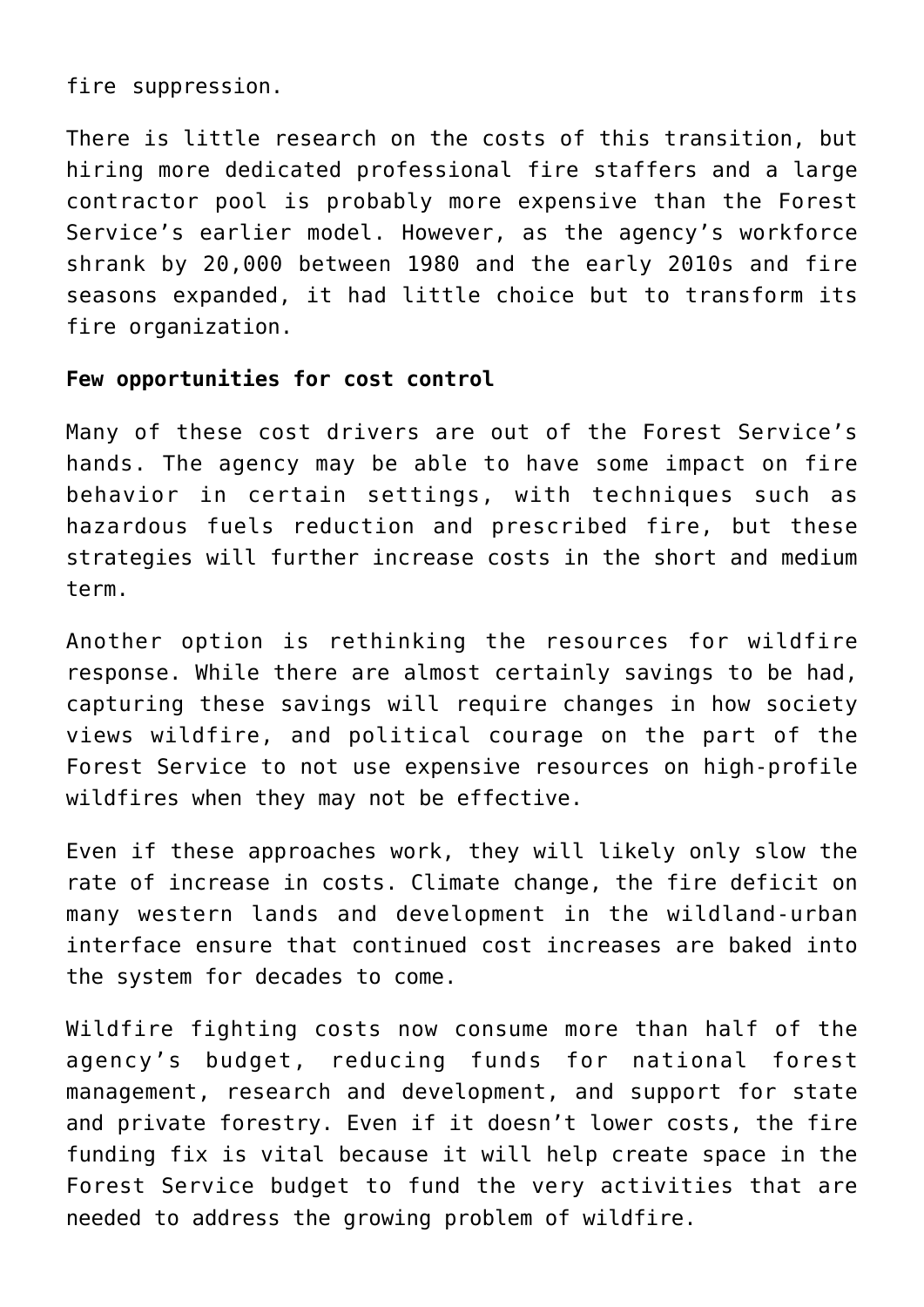fire suppression.

There is little research on the costs of this transition, but hiring more dedicated professional fire staffers and a large contractor pool is probably more expensive than the Forest Service's earlier model. However, as the agency's workforce shrank by 20,000 between 1980 and the early 2010s and fire seasons expanded, it had little choice but to transform its fire organization.

**Few opportunities for cost control**

Many of these cost drivers are out of the Forest Service's hands. The agency may be able to have some impact on fire behavior in certain settings, with techniques such as hazardous fuels reduction and prescribed fire, but these strategies will further increase costs in the short and medium term.

Another option is rethinking the resources for wildfire response. While there are almost certainly savings to be had, capturing these savings will require changes in how society views wildfire, and political courage on the part of the Forest Service to not use expensive resources on high-profile wildfires when they may not be effective.

Even if these approaches work, they will likely only slow the rate of increase in costs. Climate change, the fire deficit on many western lands and development in the wildland-urban interface ensure that continued cost increases are baked into the system for decades to come.

Wildfire fighting costs now consume more than half of the agency's budget, reducing funds for national forest management, research and development, and support for state and private forestry. Even if it doesn't lower costs, the fire funding fix is vital because it will help create space in the Forest Service budget to fund the very activities that are needed to address the growing problem of wildfire.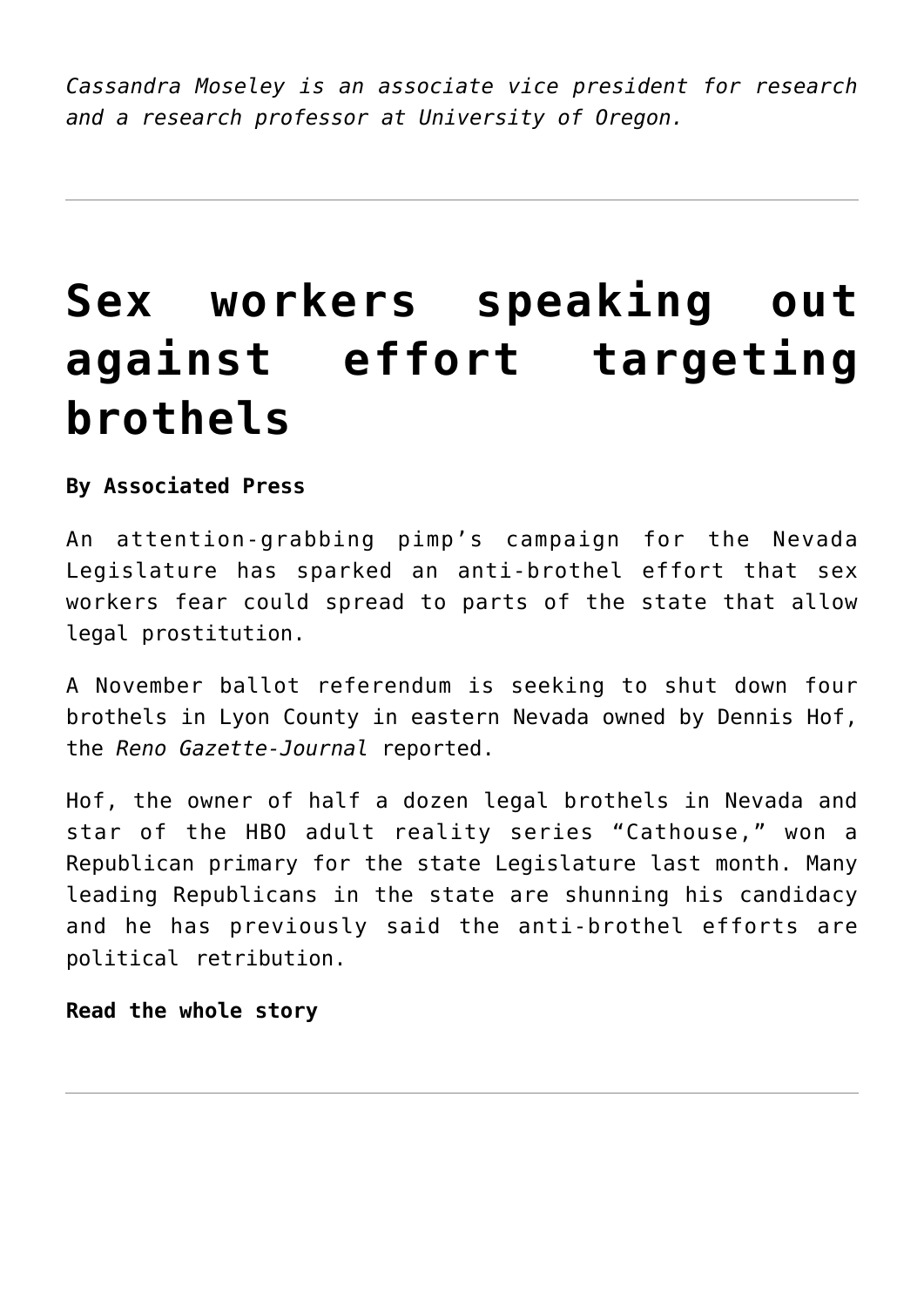*Cassandra Moseley is an associate vice president for research and a research professor at University of Oregon.*

---

# Sex workers speaking out against effort targeting brothels

**By Associated Press**

An attention-grabbing pimp's campaign for the Nevada Legislature has sparked an anti-brothel effort that sex workers fear could spread to parts of the state that allow legal prostitution.

A November ballot referendum is seeking to shut down four brothels in Lyon County in eastern Nevada owned by Dennis Hof, the *Reno Gazette-Journal* reported.

Hof, the owner of half a dozen legal brothels in Nevada and star of the HBO adult reality series "Cathouse," won a Republican primary for the state Legislature last month. Many leading Republicans in the state are shunning his candidacy and he has previously said the anti-brothel efforts are political retribution.

**Read the whole story**

---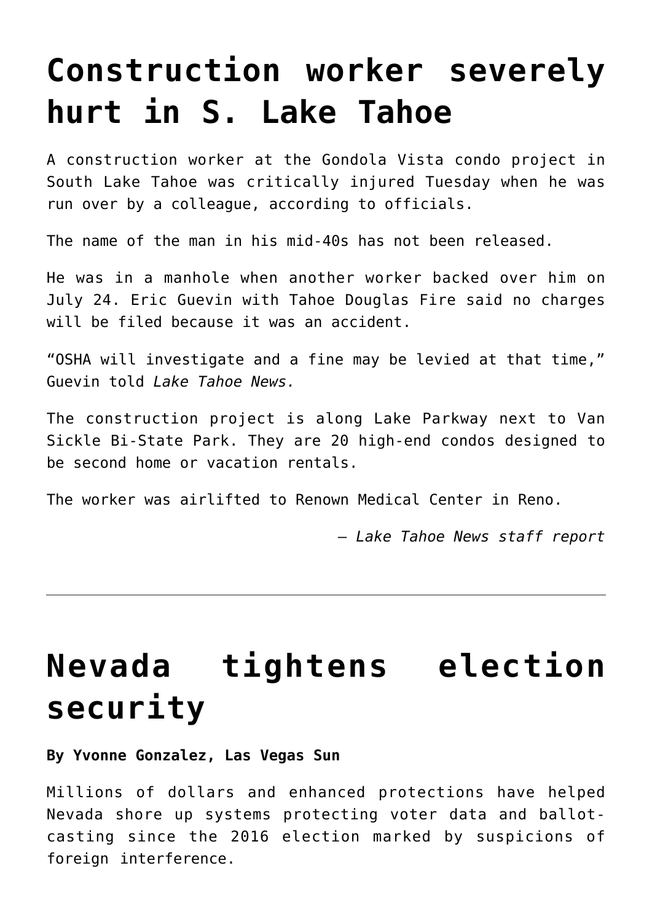# Construction worker severely hurt in S. Lake Tahoe

A construction worker at the Gondola Vista condo project in South Lake Tahoe was critically injured Tuesday when he was run over by a colleague, according to officials.

The name of the man in his mid-40s has not been released.

He was in a manhole when another worker backed over him on July 24. Eric Guevin with Tahoe Douglas Fire said no charges will be filed because it was an accident.

"OSHA will investigate and a fine may be levied at that time," Guevin told *Lake Tahoe News.*

The construction project is along Lake Parkway next to Van Sickle Bi-State Park. They are 20 high-end condos designed to be second home or vacation rentals.

The worker was airlifted to Renown Medical Center in Reno.

*— Lake Tahoe News staff report*

---

# Nevada tightens election security

**By Yvonne Gonzalez, Las Vegas Sun**

Millions of dollars and enhanced protections have helped Nevada shore up systems protecting voter data and ballot-casting since the 2016 election marked by suspicions of foreign interference.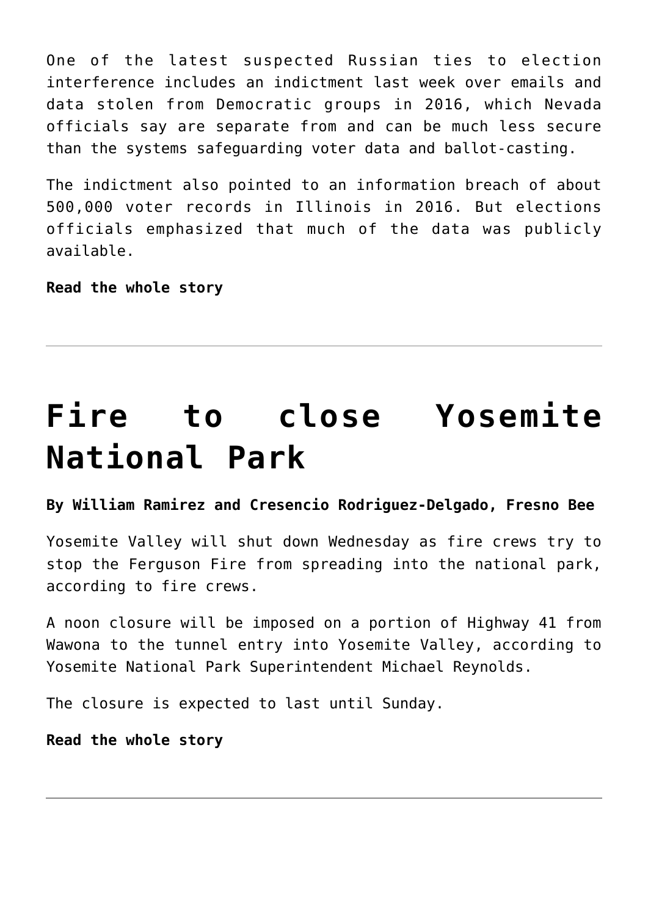One of the latest suspected Russian ties to election interference includes an indictment last week over emails and data stolen from Democratic groups in 2016, which Nevada officials say are separate from and can be much less secure than the systems safeguarding voter data and ballot-casting.

The indictment also pointed to an information breach of about 500,000 voter records in Illinois in 2016. But elections officials emphasized that much of the data was publicly available.

**Read the whole story**

---

# Fire to close Yosemite National Park

**By William Ramirez and Cresencio Rodriguez-Delgado, Fresno Bee**

Yosemite Valley will shut down Wednesday as fire crews try to stop the Ferguson Fire from spreading into the national park, according to fire crews.

A noon closure will be imposed on a portion of Highway 41 from Wawona to the tunnel entry into Yosemite Valley, according to Yosemite National Park Superintendent Michael Reynolds.

The closure is expected to last until Sunday.

**Read the whole story**

---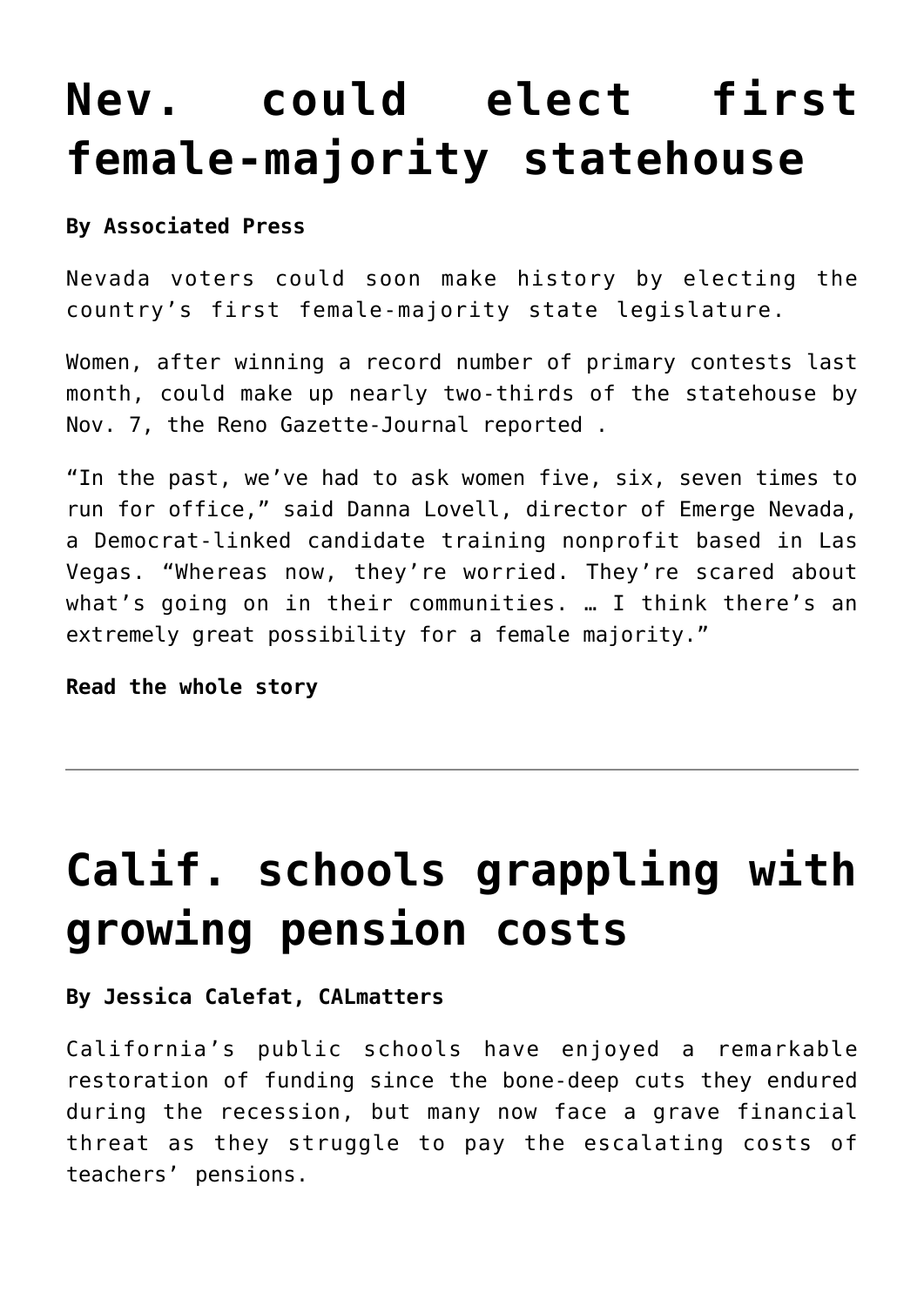# Nev. could elect first female-majority statehouse

**By Associated Press**

Nevada voters could soon make history by electing the country's first female-majority state legislature.

Women, after winning a record number of primary contests last month, could make up nearly two-thirds of the statehouse by Nov. 7, the Reno Gazette-Journal reported .

"In the past, we've had to ask women five, six, seven times to run for office," said Danna Lovell, director of Emerge Nevada, a Democrat-linked candidate training nonprofit based in Las Vegas. "Whereas now, they're worried. They're scared about what's going on in their communities. … I think there's an extremely great possibility for a female majority."

**Read the whole story**

---

# Calif. schools grappling with growing pension costs

**By Jessica Calefat, CALmatters**

California's public schools have enjoyed a remarkable restoration of funding since the bone-deep cuts they endured during the recession, but many now face a grave financial threat as they struggle to pay the escalating costs of teachers' pensions.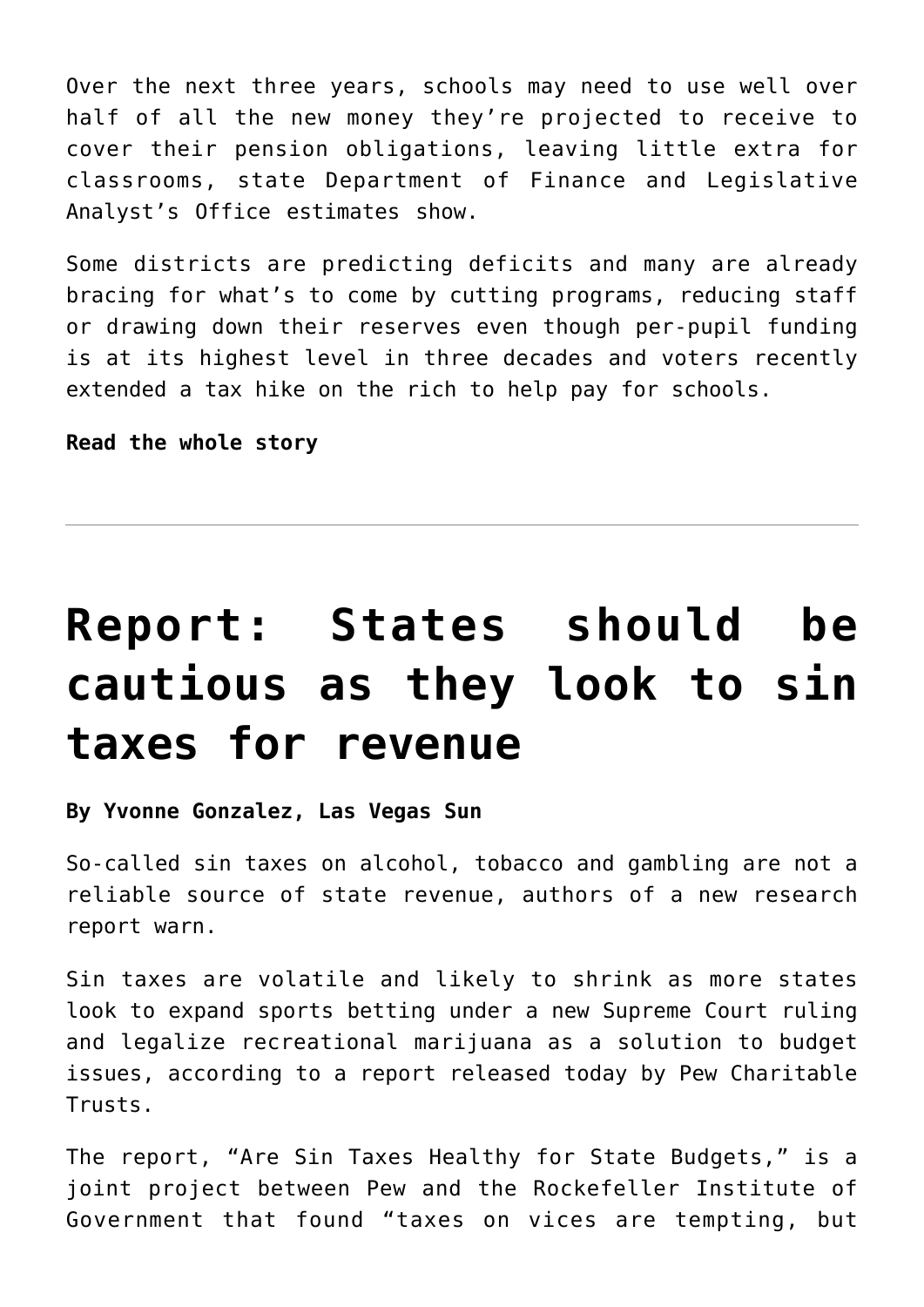Over the next three years, schools may need to use well over half of all the new money they're projected to receive to cover their pension obligations, leaving little extra for classrooms, state Department of Finance and Legislative Analyst's Office estimates show.

Some districts are predicting deficits and many are already bracing for what's to come by cutting programs, reducing staff or drawing down their reserves even though per-pupil funding is at its highest level in three decades and voters recently extended a tax hike on the rich to help pay for schools.

**Read the whole story**

---

# Report: States should be cautious as they look to sin taxes for revenue

**By Yvonne Gonzalez, Las Vegas Sun**

So-called sin taxes on alcohol, tobacco and gambling are not a reliable source of state revenue, authors of a new research report warn.

Sin taxes are volatile and likely to shrink as more states look to expand sports betting under a new Supreme Court ruling and legalize recreational marijuana as a solution to budget issues, according to a report released today by Pew Charitable Trusts.

The report, "Are Sin Taxes Healthy for State Budgets," is a joint project between Pew and the Rockefeller Institute of Government that found "taxes on vices are tempting, but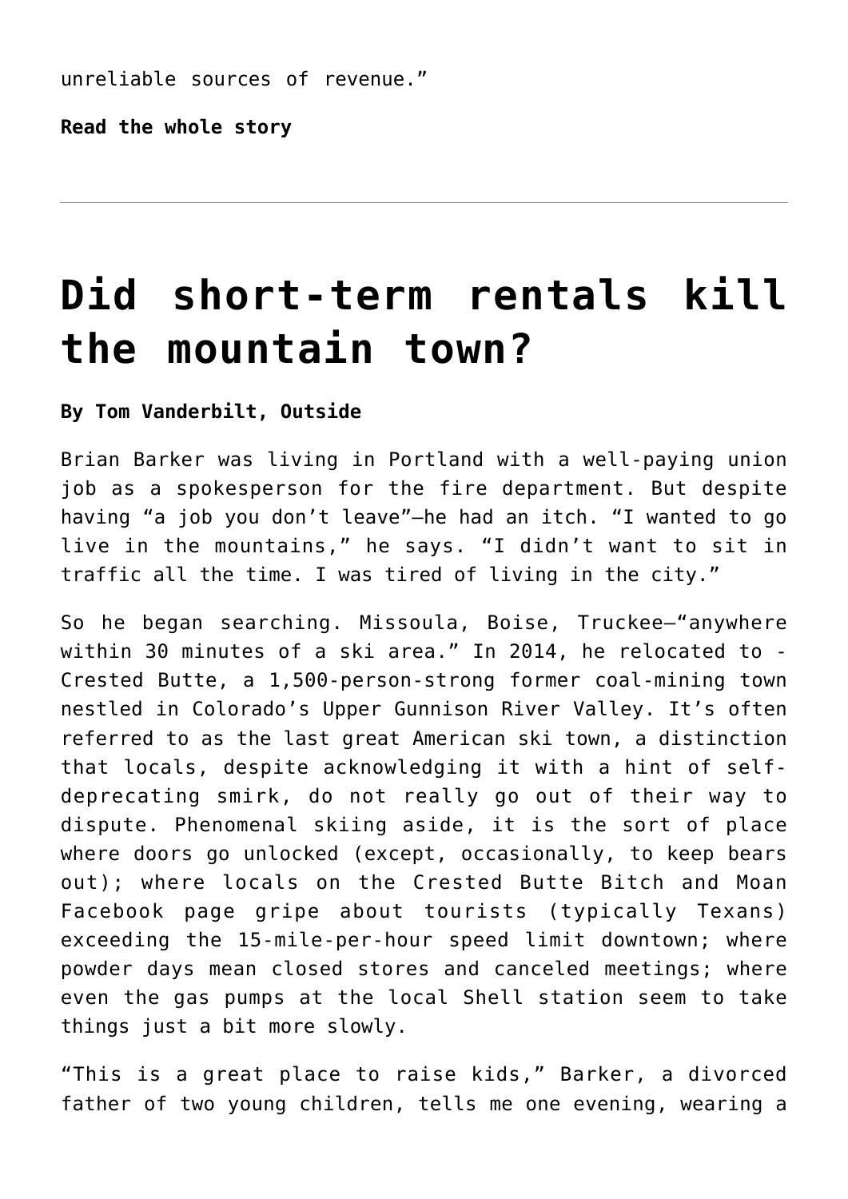unreliable sources of revenue."

**Read the whole story**

---

# Did short-term rentals kill the mountain town?

**By Tom Vanderbilt, Outside**

Brian Barker was living in Portland with a well-paying union job as a spokesperson for the fire department. But despite having "a job you don't leave"—he had an itch. "I wanted to go live in the mountains," he says. "I didn't want to sit in traffic all the time. I was tired of living in the city."

So he began searching. Missoula, Boise, Truckee—"anywhere within 30 minutes of a ski area." In 2014, he relocated to -Crested Butte, a 1,500-person-strong former coal-mining town nestled in Colorado's Upper Gunnison River Valley. It's often referred to as the last great American ski town, a distinction that locals, despite acknowledging it with a hint of self-deprecating smirk, do not really go out of their way to dispute. Phenomenal skiing aside, it is the sort of place where doors go unlocked (except, occasionally, to keep bears out); where locals on the Crested Butte Bitch and Moan Facebook page gripe about tourists (typically Texans) exceeding the 15-mile-per-hour speed limit downtown; where powder days mean closed stores and canceled meetings; where even the gas pumps at the local Shell station seem to take things just a bit more slowly.

"This is a great place to raise kids," Barker, a divorced father of two young children, tells me one evening, wearing a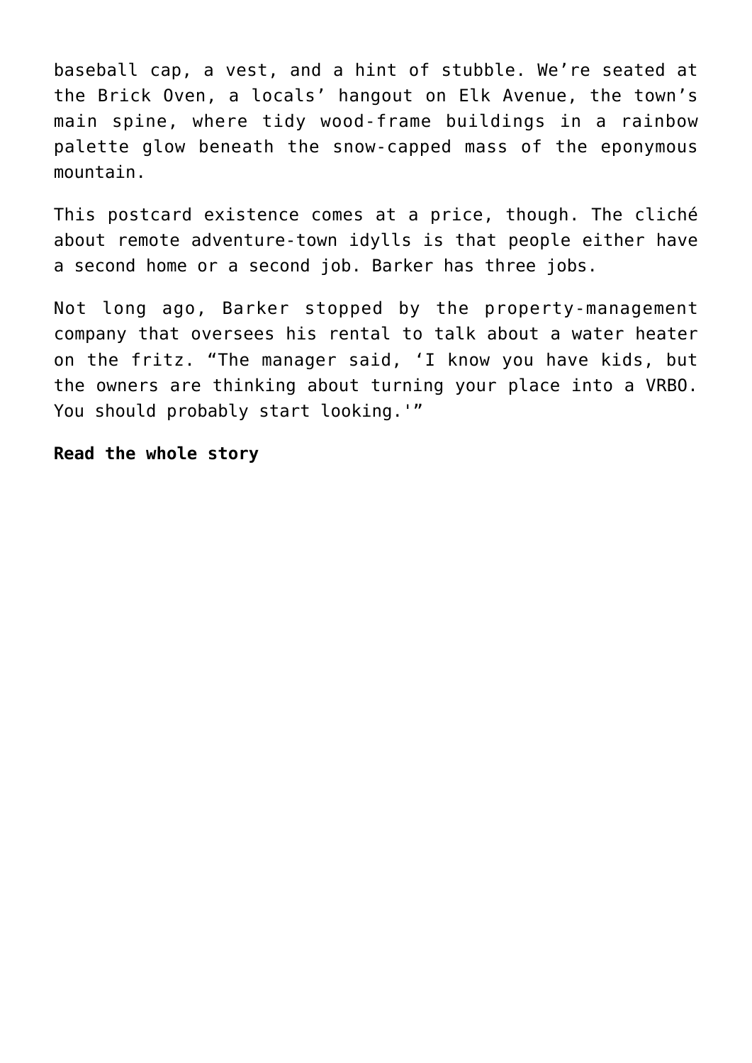baseball cap, a vest, and a hint of stubble. We're seated at the Brick Oven, a locals' hangout on Elk Avenue, the town's main spine, where tidy wood-frame buildings in a rainbow palette glow beneath the snow-capped mass of the eponymous mountain.

This postcard existence comes at a price, though. The cliché about remote adventure-town idylls is that people either have a second home or a second job. Barker has three jobs.

Not long ago, Barker stopped by the property-management company that oversees his rental to talk about a water heater on the fritz. "The manager said, 'I know you have kids, but the owners are thinking about turning your place into a VRBO. You should probably start looking.'"

**Read the whole story**